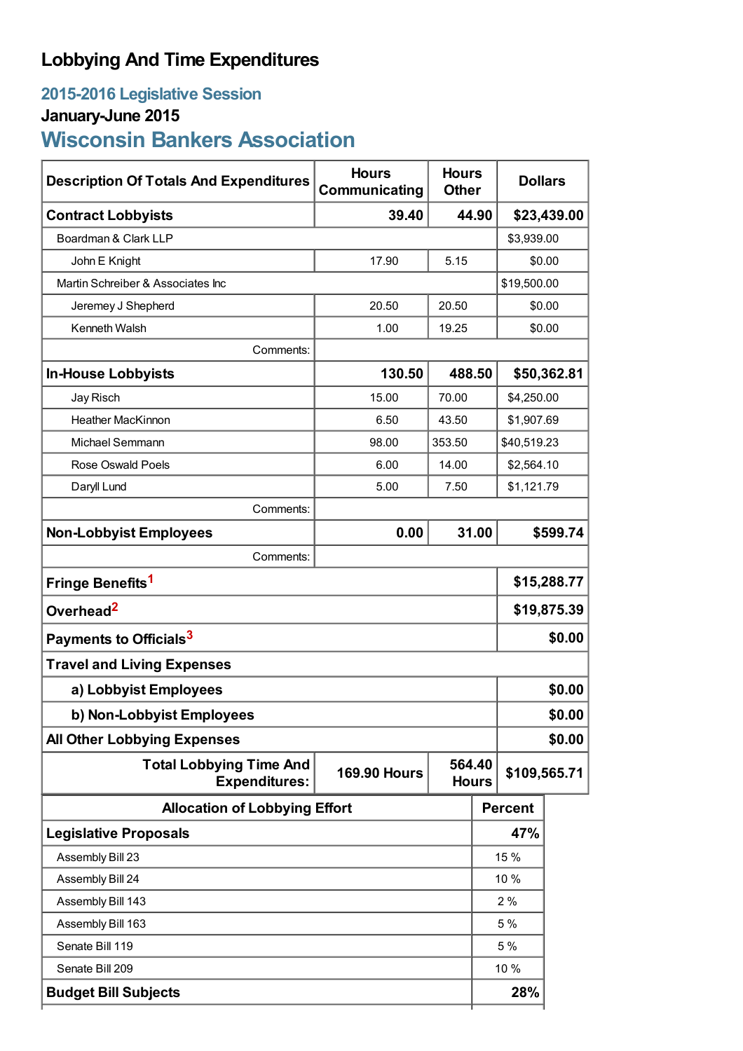# Lobbying And Time Expenditures

## 2015-2016 Legislative Session

### January-June 2015

## Wisconsin Bankers Association

| Description Of Totals And Expenditures | Hours Communicating | Hours Other | Dollars |
|---|---|---|---|
| **Contract Lobbyists** | **39.40** | **44.90** | **$23,439.00** |
| Boardman & Clark LLP | | | $3,939.00 |
| John E Knight | 17.90 | 5.15 | $0.00 |
| Martin Schreiber & Associates Inc | | | $19,500.00 |
| Jeremey J Shepherd | 20.50 | 20.50 | $0.00 |
| Kenneth Walsh | 1.00 | 19.25 | $0.00 |
| Comments: | | | |
| **In-House Lobbyists** | **130.50** | **488.50** | **$50,362.81** |
| Jay Risch | 15.00 | 70.00 | $4,250.00 |
| Heather MacKinnon | 6.50 | 43.50 | $1,907.69 |
| Michael Semmann | 98.00 | 353.50 | $40,519.23 |
| Rose Oswald Poels | 6.00 | 14.00 | $2,564.10 |
| Daryll Lund | 5.00 | 7.50 | $1,121.79 |
| Comments: | | | |
| **Non-Lobbyist Employees** | **0.00** | **31.00** | **$599.74** |
| Comments: | | | |
| **Fringe Benefits**[1] | | | **$15,288.77** |
| **Overhead**[2] | | | **$19,875.39** |
| **Payments to Officials**[3] | | | **$0.00** |
| **Travel and Living Expenses** | | | |
| **a) Lobbyist Employees** | | | **$0.00** |
| **b) Non-Lobbyist Employees** | | | **$0.00** |
| **All Other Lobbying Expenses** | | | **$0.00** |
| **Total Lobbying Time And Expenditures:** | **169.90 Hours** | **564.40 Hours** | **$109,565.71** |

| Allocation of Lobbying Effort | Percent |
|---|---|
| **Legislative Proposals** | **47%** |
| Assembly Bill 23 | 15 % |
| Assembly Bill 24 | 10 % |
| Assembly Bill 143 | 2 % |
| Assembly Bill 163 | 5 % |
| Senate Bill 119 | 5 % |
| Senate Bill 209 | 10 % |
| **Budget Bill Subjects** | **28%** |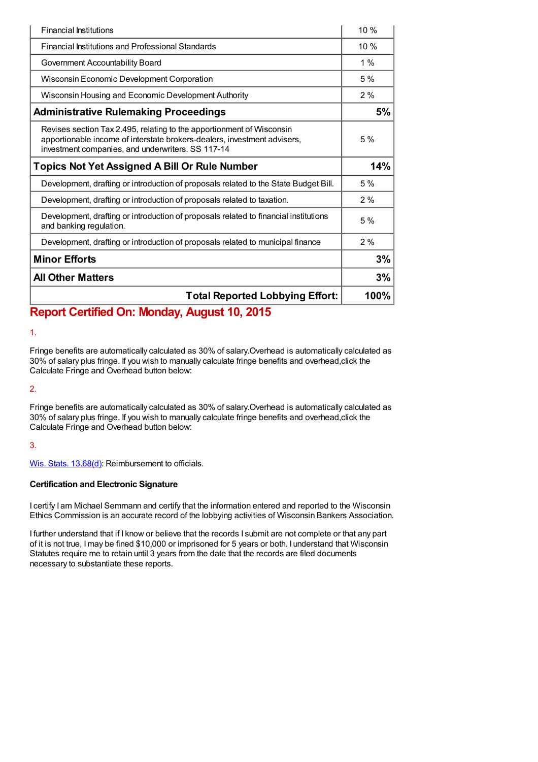| | |
|---|---|
| Financial Institutions | 10 % |
| Financial Institutions and Professional Standards | 10 % |
| Government Accountability Board | 1 % |
| Wisconsin Economic Development Corporation | 5 % |
| Wisconsin Housing and Economic Development Authority | 2 % |
| **Administrative Rulemaking Proceedings** | **5%** |
| Revises section Tax 2.495, relating to the apportionment of Wisconsin apportionable income of interstate brokers-dealers, investment advisers, investment companies, and underwriters. SS 117-14 | 5 % |
| **Topics Not Yet Assigned A Bill Or Rule Number** | **14%** |
| Development, drafting or introduction of proposals related to the State Budget Bill. | 5 % |
| Development, drafting or introduction of proposals related to taxation. | 2 % |
| Development, drafting or introduction of proposals related to financial institutions and banking regulation. | 5 % |
| Development, drafting or introduction of proposals related to municipal finance | 2 % |
| **Minor Efforts** | **3%** |
| **All Other Matters** | **3%** |
| **Total Reported Lobbying Effort:** | **100%** |

## Report Certified On: Monday, August 10, 2015

1.

Fringe benefits are automatically calculated as 30% of salary.Overhead is automatically calculated as 30% of salary plus fringe. If you wish to manually calculate fringe benefits and overhead,click the Calculate Fringe and Overhead button below:

2.

Fringe benefits are automatically calculated as 30% of salary.Overhead is automatically calculated as 30% of salary plus fringe. If you wish to manually calculate fringe benefits and overhead,click the Calculate Fringe and Overhead button below:

3.

Wis. Stats. 13.68(d): Reimbursement to officials.

**Certification and Electronic Signature**

I certify I am Michael Semmann and certify that the information entered and reported to the Wisconsin Ethics Commission is an accurate record of the lobbying activities of Wisconsin Bankers Association.

I further understand that if I know or believe that the records I submit are not complete or that any part of it is not true, I may be fined $10,000 or imprisoned for 5 years or both. I understand that Wisconsin Statutes require me to retain until 3 years from the date that the records are filed documents necessary to substantiate these reports.